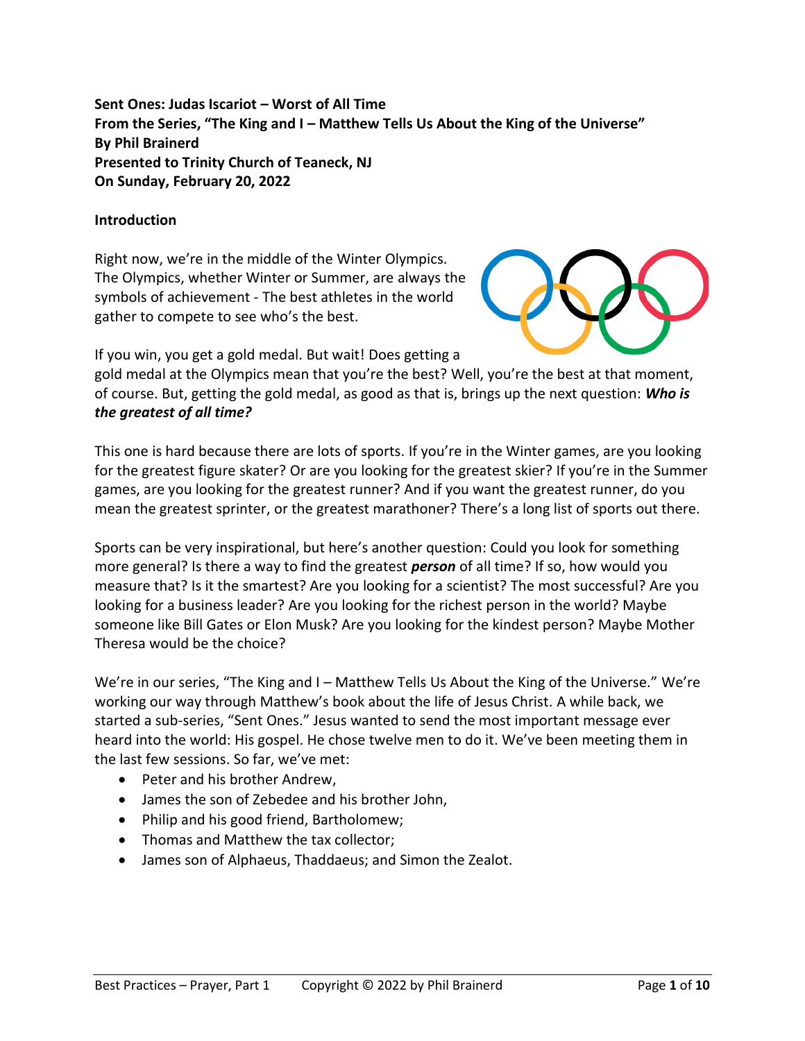**Sent Ones: Judas Iscariot – Worst of All Time**
**From the Series, "The King and I – Matthew Tells Us About the King of the Universe"**
**By Phil Brainerd**
**Presented to Trinity Church of Teaneck, NJ**
**On Sunday, February 20, 2022**

**Introduction**

Right now, we're in the middle of the Winter Olympics. The Olympics, whether Winter or Summer, are always the symbols of achievement - The best athletes in the world gather to compete to see who's the best.

If you win, you get a gold medal. But wait! Does getting a gold medal at the Olympics mean that you're the best? Well, you're the best at that moment, of course. But, getting the gold medal, as good as that is, brings up the next question: ***Who is the greatest of all time?***

This one is hard because there are lots of sports. If you're in the Winter games, are you looking for the greatest figure skater? Or are you looking for the greatest skier? If you're in the Summer games, are you looking for the greatest runner? And if you want the greatest runner, do you mean the greatest sprinter, or the greatest marathoner? There's a long list of sports out there.

Sports can be very inspirational, but here's another question: Could you look for something more general? Is there a way to find the greatest ***person*** of all time? If so, how would you measure that? Is it the smartest? Are you looking for a scientist? The most successful? Are you looking for a business leader? Are you looking for the richest person in the world? Maybe someone like Bill Gates or Elon Musk? Are you looking for the kindest person? Maybe Mother Theresa would be the choice?

We're in our series, "The King and I – Matthew Tells Us About the King of the Universe." We're working our way through Matthew's book about the life of Jesus Christ. A while back, we started a sub-series, "Sent Ones." Jesus wanted to send the most important message ever heard into the world: His gospel. He chose twelve men to do it. We've been meeting them in the last few sessions. So far, we've met:

- Peter and his brother Andrew,
- James the son of Zebedee and his brother John,
- Philip and his good friend, Bartholomew;
- Thomas and Matthew the tax collector;
- James son of Alphaeus, Thaddaeus; and Simon the Zealot.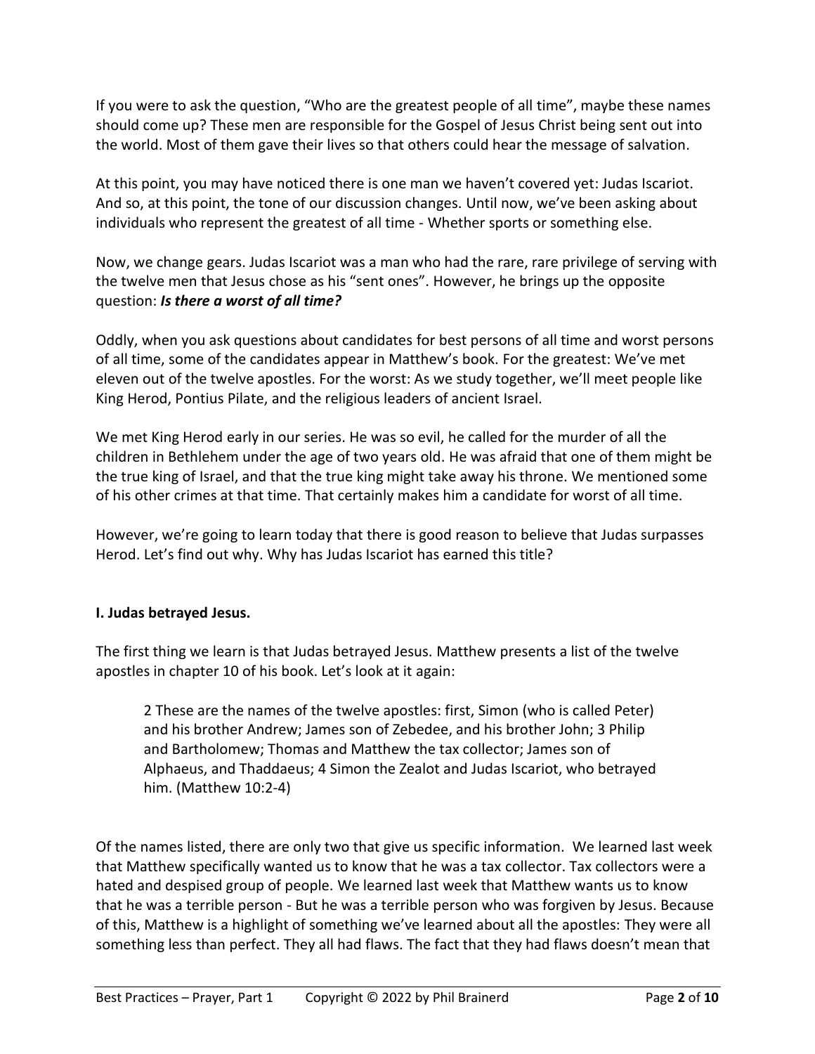If you were to ask the question, "Who are the greatest people of all time", maybe these names should come up? These men are responsible for the Gospel of Jesus Christ being sent out into the world. Most of them gave their lives so that others could hear the message of salvation.

At this point, you may have noticed there is one man we haven't covered yet: Judas Iscariot. And so, at this point, the tone of our discussion changes. Until now, we've been asking about individuals who represent the greatest of all time - Whether sports or something else.

Now, we change gears. Judas Iscariot was a man who had the rare, rare privilege of serving with the twelve men that Jesus chose as his "sent ones". However, he brings up the opposite question: ***Is there a worst of all time?***

Oddly, when you ask questions about candidates for best persons of all time and worst persons of all time, some of the candidates appear in Matthew's book. For the greatest: We've met eleven out of the twelve apostles. For the worst: As we study together, we'll meet people like King Herod, Pontius Pilate, and the religious leaders of ancient Israel.

We met King Herod early in our series. He was so evil, he called for the murder of all the children in Bethlehem under the age of two years old. He was afraid that one of them might be the true king of Israel, and that the true king might take away his throne. We mentioned some of his other crimes at that time. That certainly makes him a candidate for worst of all time.

However, we're going to learn today that there is good reason to believe that Judas surpasses Herod. Let's find out why. Why has Judas Iscariot has earned this title?

**I. Judas betrayed Jesus.**

The first thing we learn is that Judas betrayed Jesus. Matthew presents a list of the twelve apostles in chapter 10 of his book. Let's look at it again:

> 2 These are the names of the twelve apostles: first, Simon (who is called Peter) and his brother Andrew; James son of Zebedee, and his brother John; 3 Philip and Bartholomew; Thomas and Matthew the tax collector; James son of Alphaeus, and Thaddaeus; 4 Simon the Zealot and Judas Iscariot, who betrayed him. (Matthew 10:2-4)

Of the names listed, there are only two that give us specific information. We learned last week that Matthew specifically wanted us to know that he was a tax collector. Tax collectors were a hated and despised group of people. We learned last week that Matthew wants us to know that he was a terrible person - But he was a terrible person who was forgiven by Jesus. Because of this, Matthew is a highlight of something we've learned about all the apostles: They were all something less than perfect. They all had flaws. The fact that they had flaws doesn't mean that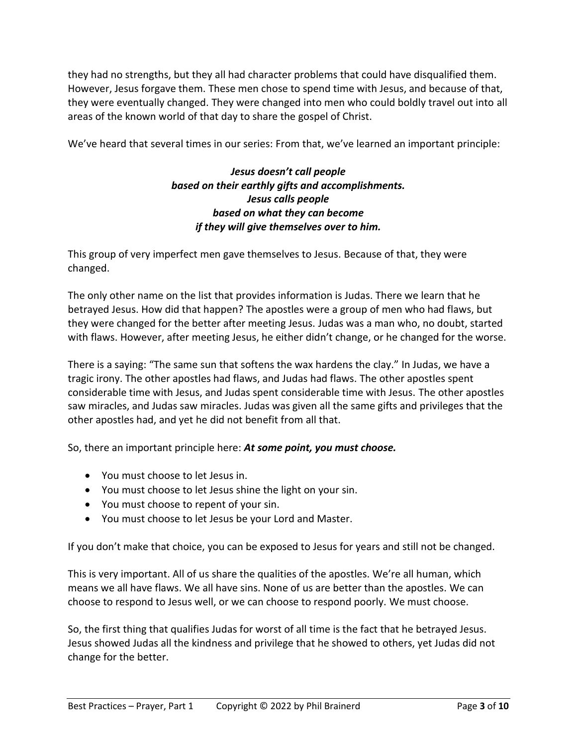they had no strengths, but they all had character problems that could have disqualified them. However, Jesus forgave them. These men chose to spend time with Jesus, and because of that, they were eventually changed. They were changed into men who could boldly travel out into all areas of the known world of that day to share the gospel of Christ.

We've heard that several times in our series: From that, we've learned an important principle:

***Jesus doesn't call people***
***based on their earthly gifts and accomplishments.***
***Jesus calls people***
***based on what they can become***
***if they will give themselves over to him.***

This group of very imperfect men gave themselves to Jesus. Because of that, they were changed.

The only other name on the list that provides information is Judas. There we learn that he betrayed Jesus. How did that happen? The apostles were a group of men who had flaws, but they were changed for the better after meeting Jesus. Judas was a man who, no doubt, started with flaws. However, after meeting Jesus, he either didn't change, or he changed for the worse.

There is a saying: "The same sun that softens the wax hardens the clay." In Judas, we have a tragic irony. The other apostles had flaws, and Judas had flaws. The other apostles spent considerable time with Jesus, and Judas spent considerable time with Jesus. The other apostles saw miracles, and Judas saw miracles. Judas was given all the same gifts and privileges that the other apostles had, and yet he did not benefit from all that.

So, there an important principle here: ***At some point, you must choose.***

- You must choose to let Jesus in.
- You must choose to let Jesus shine the light on your sin.
- You must choose to repent of your sin.
- You must choose to let Jesus be your Lord and Master.

If you don't make that choice, you can be exposed to Jesus for years and still not be changed.

This is very important. All of us share the qualities of the apostles. We're all human, which means we all have flaws. We all have sins. None of us are better than the apostles. We can choose to respond to Jesus well, or we can choose to respond poorly. We must choose.

So, the first thing that qualifies Judas for worst of all time is the fact that he betrayed Jesus. Jesus showed Judas all the kindness and privilege that he showed to others, yet Judas did not change for the better.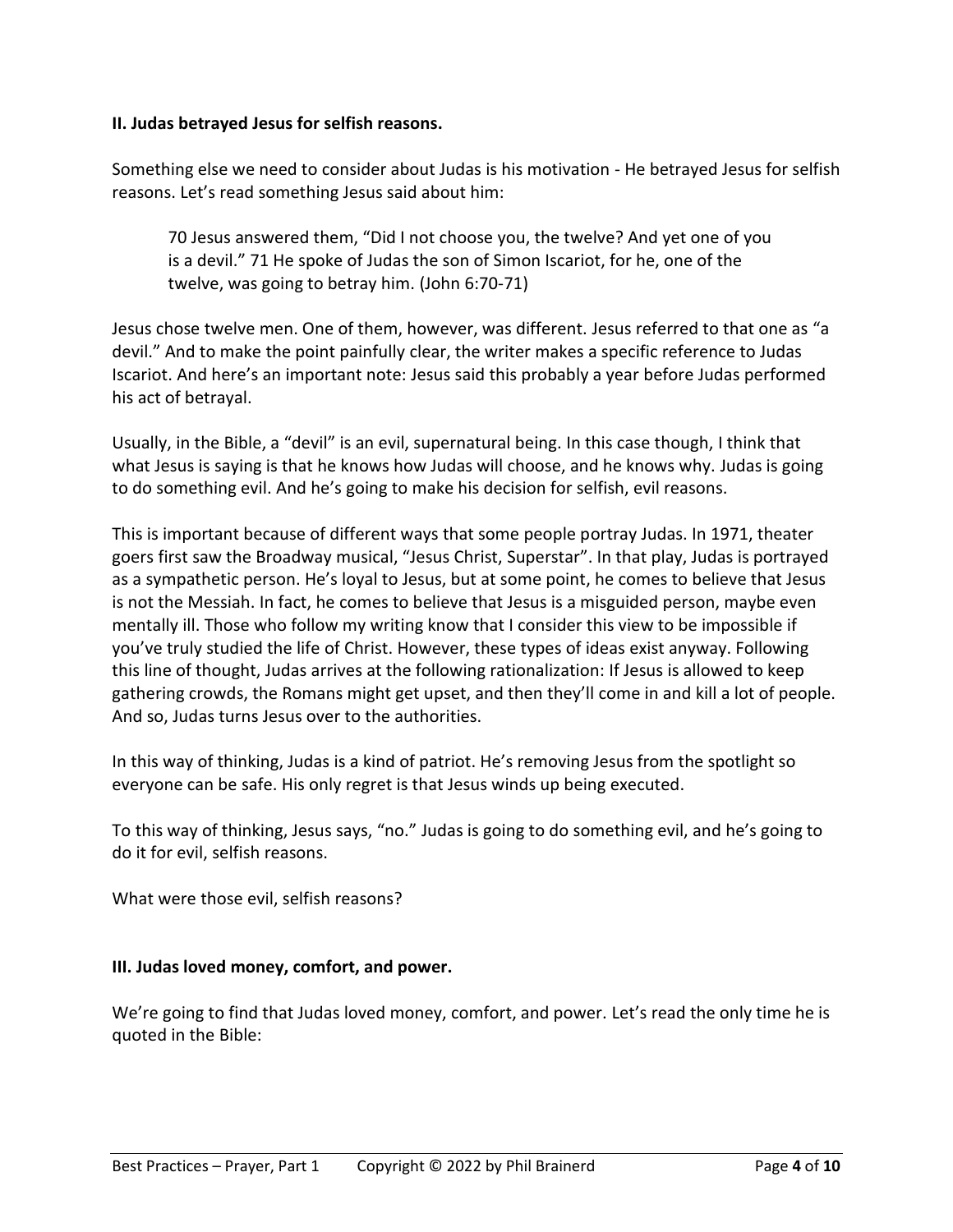**II. Judas betrayed Jesus for selfish reasons.**

Something else we need to consider about Judas is his motivation - He betrayed Jesus for selfish reasons. Let's read something Jesus said about him:

> 70 Jesus answered them, "Did I not choose you, the twelve? And yet one of you is a devil." 71 He spoke of Judas the son of Simon Iscariot, for he, one of the twelve, was going to betray him. (John 6:70-71)

Jesus chose twelve men. One of them, however, was different. Jesus referred to that one as "a devil." And to make the point painfully clear, the writer makes a specific reference to Judas Iscariot. And here's an important note: Jesus said this probably a year before Judas performed his act of betrayal.

Usually, in the Bible, a "devil" is an evil, supernatural being. In this case though, I think that what Jesus is saying is that he knows how Judas will choose, and he knows why. Judas is going to do something evil. And he's going to make his decision for selfish, evil reasons.

This is important because of different ways that some people portray Judas. In 1971, theater goers first saw the Broadway musical, "Jesus Christ, Superstar". In that play, Judas is portrayed as a sympathetic person. He's loyal to Jesus, but at some point, he comes to believe that Jesus is not the Messiah. In fact, he comes to believe that Jesus is a misguided person, maybe even mentally ill. Those who follow my writing know that I consider this view to be impossible if you've truly studied the life of Christ. However, these types of ideas exist anyway. Following this line of thought, Judas arrives at the following rationalization: If Jesus is allowed to keep gathering crowds, the Romans might get upset, and then they'll come in and kill a lot of people. And so, Judas turns Jesus over to the authorities.

In this way of thinking, Judas is a kind of patriot. He's removing Jesus from the spotlight so everyone can be safe. His only regret is that Jesus winds up being executed.

To this way of thinking, Jesus says, "no." Judas is going to do something evil, and he's going to do it for evil, selfish reasons.

What were those evil, selfish reasons?

**III. Judas loved money, comfort, and power.**

We're going to find that Judas loved money, comfort, and power. Let's read the only time he is quoted in the Bible: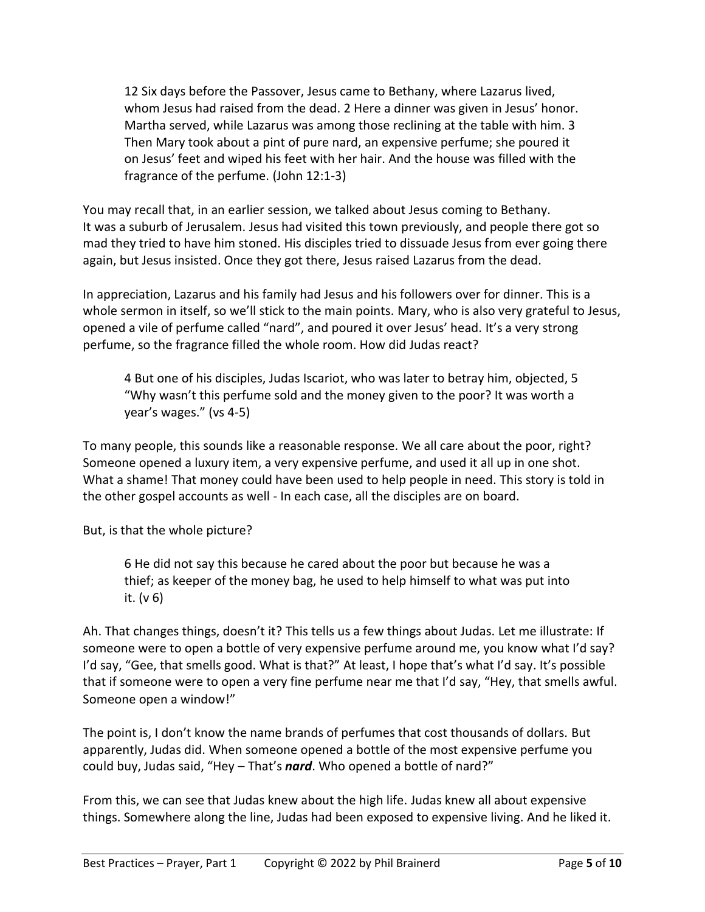> 12 Six days before the Passover, Jesus came to Bethany, where Lazarus lived, whom Jesus had raised from the dead. 2 Here a dinner was given in Jesus' honor. Martha served, while Lazarus was among those reclining at the table with him. 3 Then Mary took about a pint of pure nard, an expensive perfume; she poured it on Jesus' feet and wiped his feet with her hair. And the house was filled with the fragrance of the perfume. (John 12:1-3)

You may recall that, in an earlier session, we talked about Jesus coming to Bethany. It was a suburb of Jerusalem. Jesus had visited this town previously, and people there got so mad they tried to have him stoned. His disciples tried to dissuade Jesus from ever going there again, but Jesus insisted. Once they got there, Jesus raised Lazarus from the dead.

In appreciation, Lazarus and his family had Jesus and his followers over for dinner. This is a whole sermon in itself, so we'll stick to the main points. Mary, who is also very grateful to Jesus, opened a vile of perfume called "nard", and poured it over Jesus' head. It's a very strong perfume, so the fragrance filled the whole room. How did Judas react?

> 4 But one of his disciples, Judas Iscariot, who was later to betray him, objected, 5 "Why wasn't this perfume sold and the money given to the poor? It was worth a year's wages." (vs 4-5)

To many people, this sounds like a reasonable response. We all care about the poor, right? Someone opened a luxury item, a very expensive perfume, and used it all up in one shot. What a shame! That money could have been used to help people in need. This story is told in the other gospel accounts as well - In each case, all the disciples are on board.

But, is that the whole picture?

> 6 He did not say this because he cared about the poor but because he was a thief; as keeper of the money bag, he used to help himself to what was put into it. (v 6)

Ah. That changes things, doesn't it? This tells us a few things about Judas. Let me illustrate: If someone were to open a bottle of very expensive perfume around me, you know what I'd say? I'd say, "Gee, that smells good. What is that?" At least, I hope that's what I'd say. It's possible that if someone were to open a very fine perfume near me that I'd say, "Hey, that smells awful. Someone open a window!"

The point is, I don't know the name brands of perfumes that cost thousands of dollars. But apparently, Judas did. When someone opened a bottle of the most expensive perfume you could buy, Judas said, "Hey – That's ***nard***. Who opened a bottle of nard?"

From this, we can see that Judas knew about the high life. Judas knew all about expensive things. Somewhere along the line, Judas had been exposed to expensive living. And he liked it.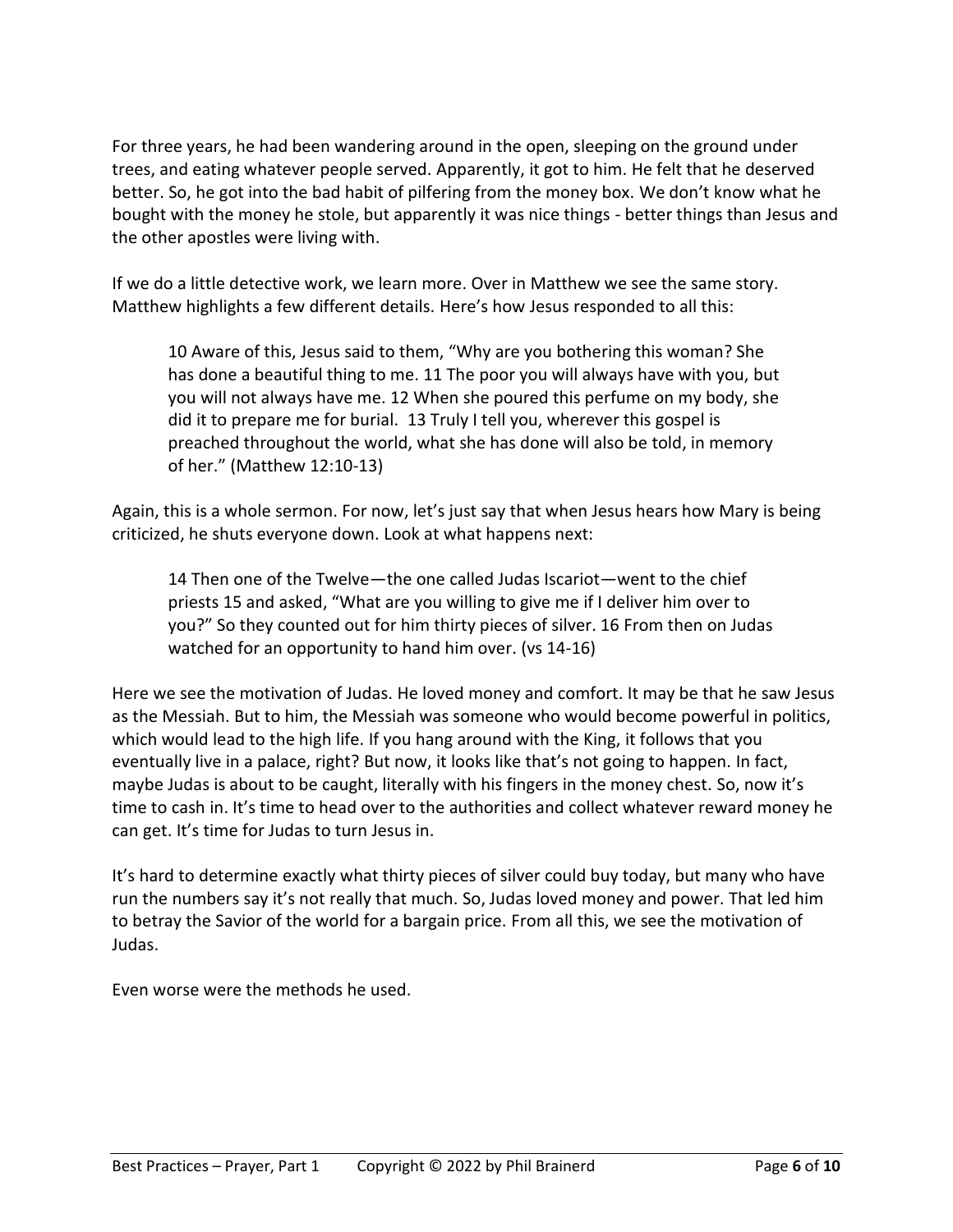For three years, he had been wandering around in the open, sleeping on the ground under trees, and eating whatever people served. Apparently, it got to him. He felt that he deserved better. So, he got into the bad habit of pilfering from the money box. We don't know what he bought with the money he stole, but apparently it was nice things - better things than Jesus and the other apostles were living with.

If we do a little detective work, we learn more. Over in Matthew we see the same story. Matthew highlights a few different details. Here's how Jesus responded to all this:

> 10 Aware of this, Jesus said to them, "Why are you bothering this woman? She has done a beautiful thing to me. 11 The poor you will always have with you, but you will not always have me. 12 When she poured this perfume on my body, she did it to prepare me for burial. 13 Truly I tell you, wherever this gospel is preached throughout the world, what she has done will also be told, in memory of her." (Matthew 12:10-13)

Again, this is a whole sermon. For now, let's just say that when Jesus hears how Mary is being criticized, he shuts everyone down. Look at what happens next:

> 14 Then one of the Twelve—the one called Judas Iscariot—went to the chief priests 15 and asked, "What are you willing to give me if I deliver him over to you?" So they counted out for him thirty pieces of silver. 16 From then on Judas watched for an opportunity to hand him over. (vs 14-16)

Here we see the motivation of Judas. He loved money and comfort. It may be that he saw Jesus as the Messiah. But to him, the Messiah was someone who would become powerful in politics, which would lead to the high life. If you hang around with the King, it follows that you eventually live in a palace, right? But now, it looks like that's not going to happen. In fact, maybe Judas is about to be caught, literally with his fingers in the money chest. So, now it's time to cash in. It's time to head over to the authorities and collect whatever reward money he can get. It's time for Judas to turn Jesus in.

It's hard to determine exactly what thirty pieces of silver could buy today, but many who have run the numbers say it's not really that much. So, Judas loved money and power. That led him to betray the Savior of the world for a bargain price. From all this, we see the motivation of Judas.

Even worse were the methods he used.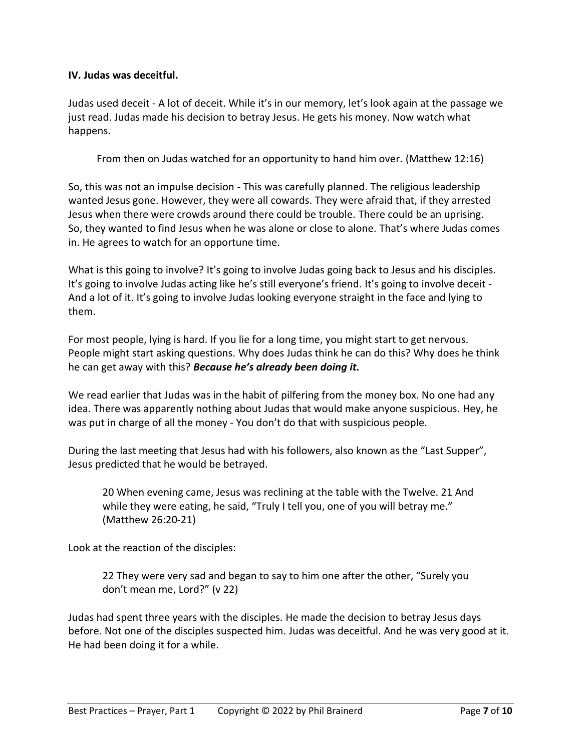**IV. Judas was deceitful.**

Judas used deceit - A lot of deceit. While it's in our memory, let's look again at the passage we just read. Judas made his decision to betray Jesus. He gets his money. Now watch what happens.

> From then on Judas watched for an opportunity to hand him over. (Matthew 12:16)

So, this was not an impulse decision - This was carefully planned. The religious leadership wanted Jesus gone. However, they were all cowards. They were afraid that, if they arrested Jesus when there were crowds around there could be trouble. There could be an uprising. So, they wanted to find Jesus when he was alone or close to alone. That's where Judas comes in. He agrees to watch for an opportune time.

What is this going to involve? It's going to involve Judas going back to Jesus and his disciples. It's going to involve Judas acting like he's still everyone's friend. It's going to involve deceit - And a lot of it. It's going to involve Judas looking everyone straight in the face and lying to them.

For most people, lying is hard. If you lie for a long time, you might start to get nervous. People might start asking questions. Why does Judas think he can do this? Why does he think he can get away with this? ***Because he's already been doing it.***

We read earlier that Judas was in the habit of pilfering from the money box. No one had any idea. There was apparently nothing about Judas that would make anyone suspicious. Hey, he was put in charge of all the money - You don't do that with suspicious people.

During the last meeting that Jesus had with his followers, also known as the "Last Supper", Jesus predicted that he would be betrayed.

> 20 When evening came, Jesus was reclining at the table with the Twelve. 21 And while they were eating, he said, "Truly I tell you, one of you will betray me." (Matthew 26:20-21)

Look at the reaction of the disciples:

> 22 They were very sad and began to say to him one after the other, "Surely you don't mean me, Lord?" (v 22)

Judas had spent three years with the disciples. He made the decision to betray Jesus days before. Not one of the disciples suspected him. Judas was deceitful. And he was very good at it. He had been doing it for a while.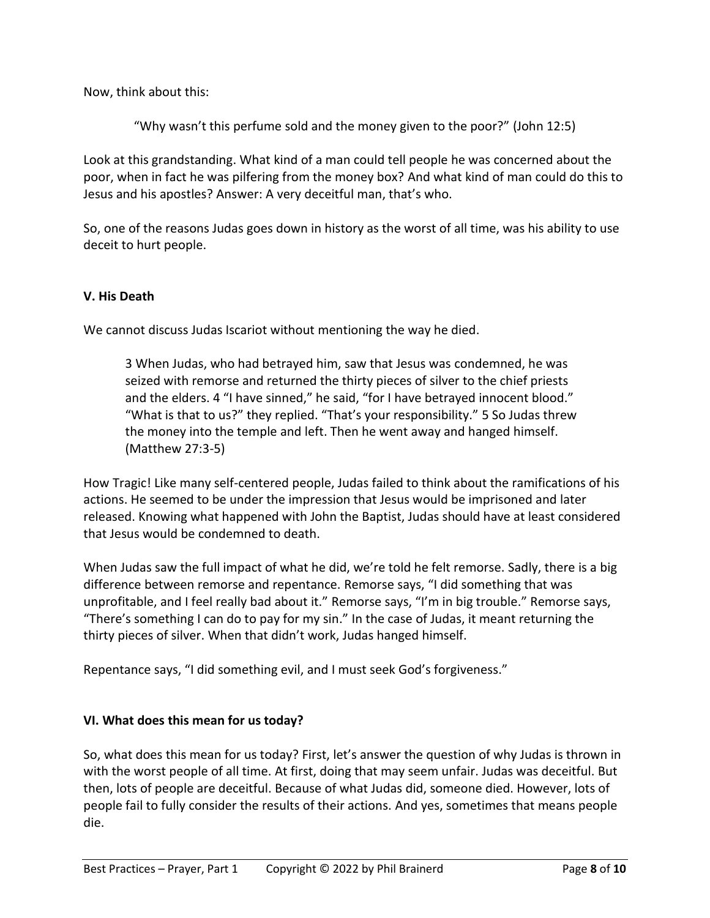Now, think about this:

> "Why wasn't this perfume sold and the money given to the poor?" (John 12:5)

Look at this grandstanding. What kind of a man could tell people he was concerned about the poor, when in fact he was pilfering from the money box? And what kind of man could do this to Jesus and his apostles? Answer: A very deceitful man, that's who.

So, one of the reasons Judas goes down in history as the worst of all time, was his ability to use deceit to hurt people.

**V. His Death**

We cannot discuss Judas Iscariot without mentioning the way he died.

> 3 When Judas, who had betrayed him, saw that Jesus was condemned, he was seized with remorse and returned the thirty pieces of silver to the chief priests and the elders. 4 "I have sinned," he said, "for I have betrayed innocent blood." "What is that to us?" they replied. "That's your responsibility." 5 So Judas threw the money into the temple and left. Then he went away and hanged himself. (Matthew 27:3-5)

How Tragic! Like many self-centered people, Judas failed to think about the ramifications of his actions. He seemed to be under the impression that Jesus would be imprisoned and later released. Knowing what happened with John the Baptist, Judas should have at least considered that Jesus would be condemned to death.

When Judas saw the full impact of what he did, we're told he felt remorse. Sadly, there is a big difference between remorse and repentance. Remorse says, "I did something that was unprofitable, and I feel really bad about it." Remorse says, "I'm in big trouble." Remorse says, "There's something I can do to pay for my sin." In the case of Judas, it meant returning the thirty pieces of silver. When that didn't work, Judas hanged himself.

Repentance says, "I did something evil, and I must seek God's forgiveness."

**VI. What does this mean for us today?**

So, what does this mean for us today? First, let's answer the question of why Judas is thrown in with the worst people of all time. At first, doing that may seem unfair. Judas was deceitful. But then, lots of people are deceitful. Because of what Judas did, someone died. However, lots of people fail to fully consider the results of their actions. And yes, sometimes that means people die.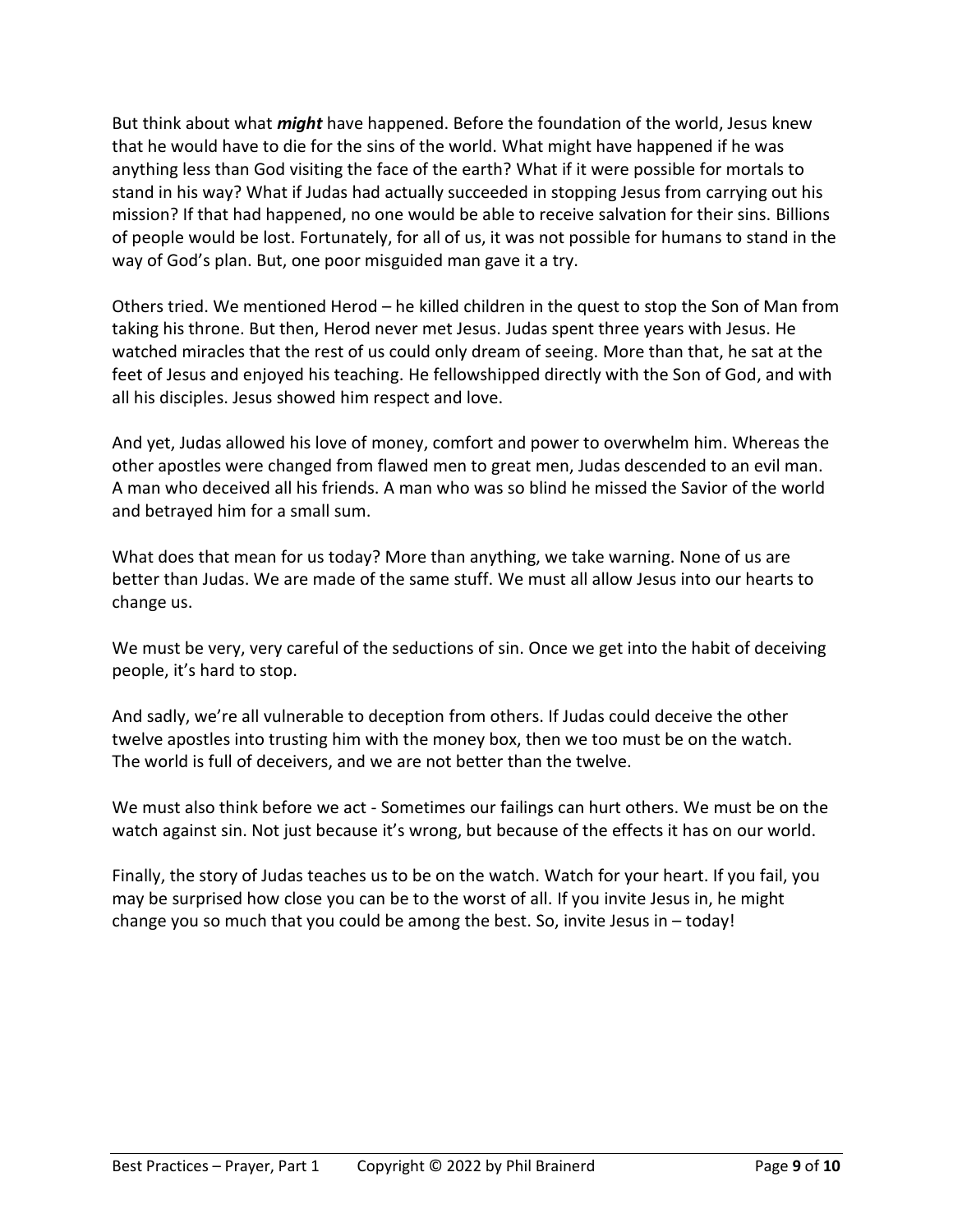But think about what ***might*** have happened. Before the foundation of the world, Jesus knew that he would have to die for the sins of the world. What might have happened if he was anything less than God visiting the face of the earth? What if it were possible for mortals to stand in his way? What if Judas had actually succeeded in stopping Jesus from carrying out his mission? If that had happened, no one would be able to receive salvation for their sins. Billions of people would be lost. Fortunately, for all of us, it was not possible for humans to stand in the way of God's plan. But, one poor misguided man gave it a try.

Others tried. We mentioned Herod – he killed children in the quest to stop the Son of Man from taking his throne. But then, Herod never met Jesus. Judas spent three years with Jesus. He watched miracles that the rest of us could only dream of seeing. More than that, he sat at the feet of Jesus and enjoyed his teaching. He fellowshipped directly with the Son of God, and with all his disciples. Jesus showed him respect and love.

And yet, Judas allowed his love of money, comfort and power to overwhelm him. Whereas the other apostles were changed from flawed men to great men, Judas descended to an evil man. A man who deceived all his friends. A man who was so blind he missed the Savior of the world and betrayed him for a small sum.

What does that mean for us today? More than anything, we take warning. None of us are better than Judas. We are made of the same stuff. We must all allow Jesus into our hearts to change us.

We must be very, very careful of the seductions of sin. Once we get into the habit of deceiving people, it's hard to stop.

And sadly, we're all vulnerable to deception from others. If Judas could deceive the other twelve apostles into trusting him with the money box, then we too must be on the watch. The world is full of deceivers, and we are not better than the twelve.

We must also think before we act - Sometimes our failings can hurt others. We must be on the watch against sin. Not just because it's wrong, but because of the effects it has on our world.

Finally, the story of Judas teaches us to be on the watch. Watch for your heart. If you fail, you may be surprised how close you can be to the worst of all. If you invite Jesus in, he might change you so much that you could be among the best. So, invite Jesus in – today!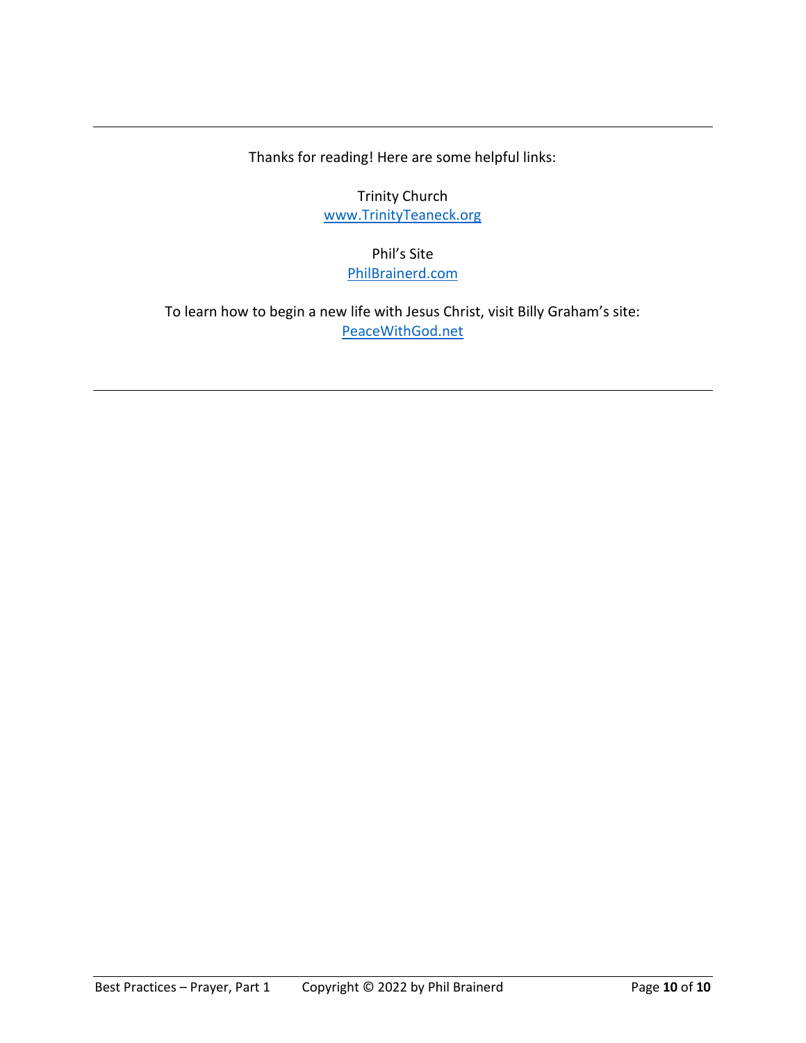---

Thanks for reading! Here are some helpful links:

Trinity Church
www.TrinityTeaneck.org

Phil's Site
PhilBrainerd.com

To learn how to begin a new life with Jesus Christ, visit Billy Graham's site:
PeaceWithGod.net

---